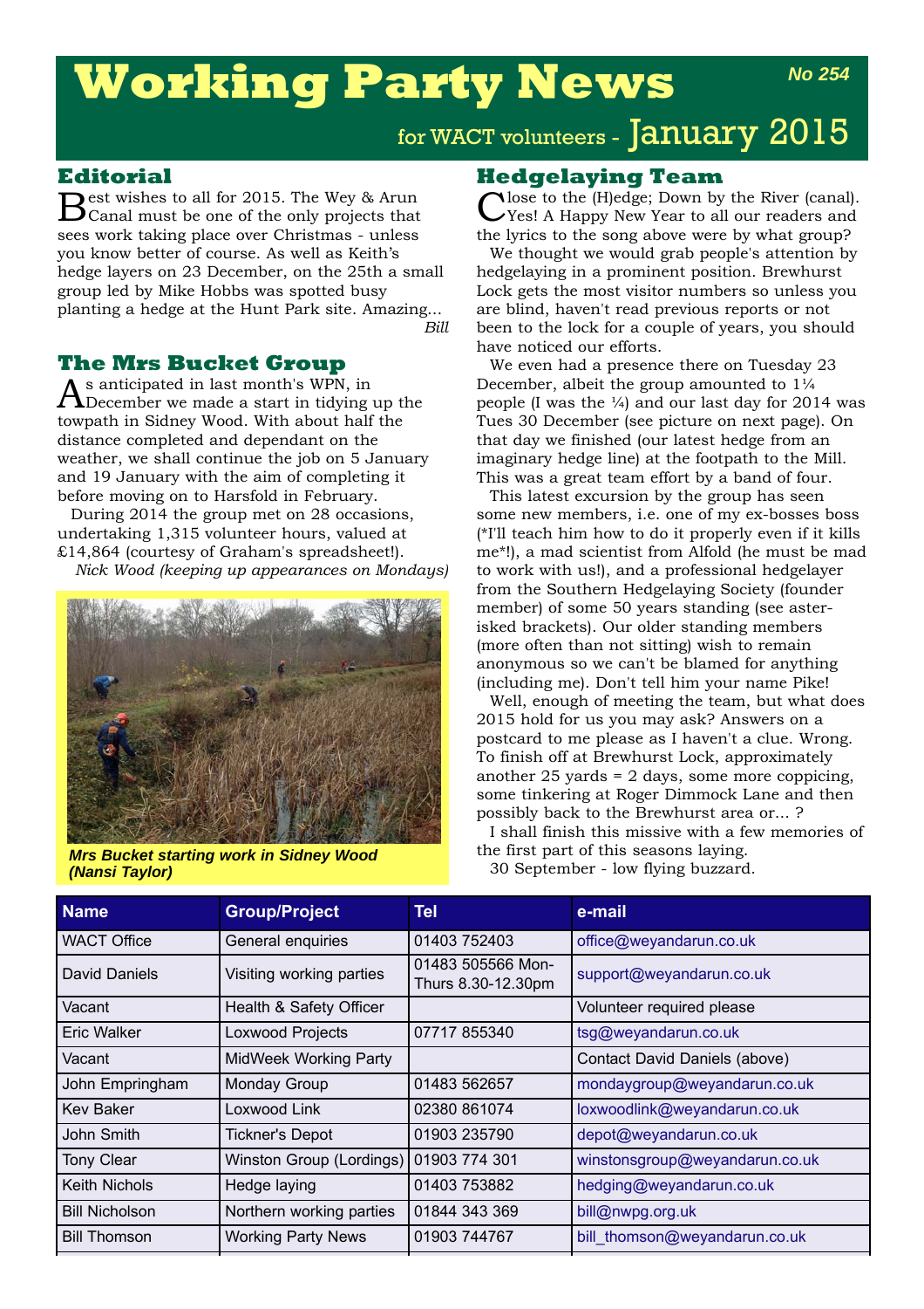# Working Party News

**No 254**

for WACT volunteers - January 2015

## Editorial

Best wishes to all for 2015. The Wey & Arun Canal must be one of the only projects that sees work taking place over Christmas - unless you know better of course. As well as Keith's hedge layers on 23 December, on the 25th a small group led by Mike Hobbs was spotted busy planting a hedge at the Hunt Park site. Amazing...

*Bill*

## The Mrs Bucket Group

As anticipated in last month's WPN, in December we made a start in tidying up the towpath in Sidney Wood. With about half the distance completed and dependant on the weather, we shall continue the job on 5 January and 19 January with the aim of completing it before moving on to Harsfold in February.

During 2014 the group met on 28 occasions, undertaking 1,315 volunteer hours, valued at £14,864 (courtesy of Graham's spreadsheet!).

*Nick Wood (keeping up appearances on Mondays)*

***Mrs Bucket starting work in Sidney Wood (Nansi Taylor)***

## Hedgelaying Team

Close to the (H)edge; Down by the River (canal). Yes! A Happy New Year to all our readers and the lyrics to the song above were by what group?

We thought that we would grab people's attention by hedgelaying in a prominent position. Brewhurst Lock gets the most visitor numbers so unless you are blind, haven't read previous reports or not been to the lock for a couple of years, you should have noticed our efforts.

We even had a presence there on Tuesday 23 December, albeit the group amounted to 1¼ people (I was the ¼) and our last day for 2014 was Tues 30 December (see picture on next page). On that day we finished (our latest hedge from an imaginary hedge line) at the footpath to the Mill. This was a great team effort by a band of four.

This latest excursion by the group has seen some new members, i.e. one of my ex-bosses boss (*I'll teach him how to do it properly even if it kills me*!), a mad scientist from Alfold (he must be mad to work with us!), and a professional hedgelayer from the Southern Hedgelaying Society (founder member) of some 50 years standing (see asterisked brackets). Our older standing members (more often than not sitting) wish to remain anonymous so we can't be blamed for anything (including me). Don't tell him your name Pike!

Well, enough of meeting the team, but what does 2015 hold for us you may ask? Answers on a postcard to me please as I haven't a clue. Wrong. To finish off at Brewhurst Lock, approximately another 25 yards = 2 days, some more coppicing, some tinkering at Roger Dimmock Lane and then possibly back to the Brewhurst area or... ?

I shall finish this missive with a few memories of the first part of this seasons laying.

30 September - low flying buzzard.

| Name | Group/Project | Tel | e-mail |
|---|---|---|---|
| WACT Office | General enquiries | 01403 752403 | office@weyandarun.co.uk |
| David Daniels | Visiting working parties | 01483 505566 Mon-Thurs 8.30-12.30pm | support@weyandarun.co.uk |
| Vacant | Health & Safety Officer | | Volunteer required please |
| Eric Walker | Loxwood Projects | 07717 855340 | tsg@weyandarun.co.uk |
| Vacant | MidWeek Working Party | | Contact David Daniels (above) |
| John Empringham | Monday Group | 01483 562657 | mondaygroup@weyandarun.co.uk |
| Kev Baker | Loxwood Link | 02380 861074 | loxwoodlink@weyandarun.co.uk |
| John Smith | Tickner's Depot | 01903 235790 | depot@weyandarun.co.uk |
| Tony Clear | Winston Group (Lordings) | 01903 774 301 | winstonsgroup@weyandarun.co.uk |
| Keith Nichols | Hedge laying | 01403 753882 | hedging@weyandarun.co.uk |
| Bill Nicholson | Northern working parties | 01844 343 369 | bill@nwpg.org.uk |
| Bill Thomson | Working Party News | 01903 744767 | bill_thomson@weyandarun.co.uk |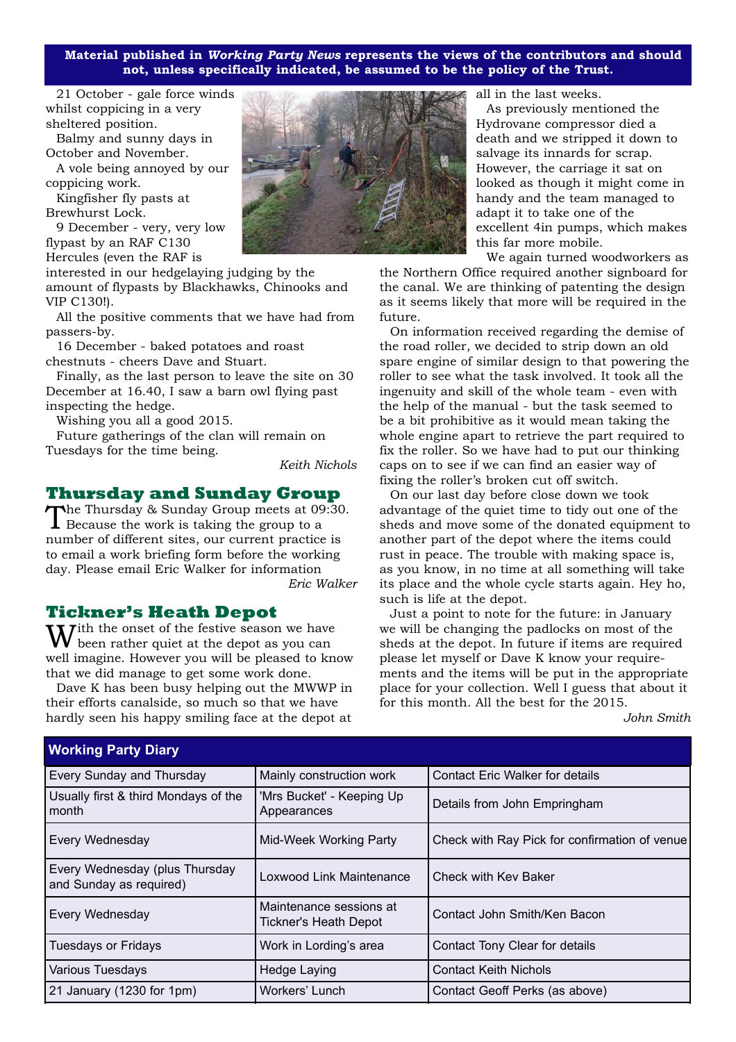**Material published in *Working Party News* represents the views of the contributors and should not, unless specifically indicated, be assumed to be the policy of the Trust.**

21 October - gale force winds whilst coppicing in a very sheltered position.

Balmy and sunny days in October and November.

A vole being annoyed by our coppicing work.

Kingfisher fly pasts at Brewhurst Lock.

9 December - very, very low flypast by an RAF C130 Hercules (even the RAF is interested in our hedgelaying judging by the amount of flypasts by Blackhawks, Chinooks and VIP C130!).

All the positive comments that we have had from passers-by.

16 December - baked potatoes and roast chestnuts - cheers Dave and Stuart.

Finally, as the last person to leave the site on 30 December at 16.40, I saw a barn owl flying past inspecting the hedge.

Wishing you all a good 2015.

Future gatherings of the clan will remain on Tuesdays for the time being.

*Keith Nichols*

## Thursday and Sunday Group

The Thursday & Sunday Group meets at 09:30. Because the work is taking the group to a number of different sites, our current practice is to email a work briefing form before the working day. Please email Eric Walker for information

*Eric Walker*

## Tickner's Heath Depot

With the onset of the festive season we have been rather quiet at the depot as you can well imagine. However you will be pleased to know that we did manage to get some work done.

Dave K has been busy helping out the MWWP in their efforts canalside, so much so that we have hardly seen his happy smiling face at the depot at all in the last weeks.

As previously mentioned the Hydrovane compressor died a death and we stripped it down to salvage its innards for scrap. However, the carriage it sat on looked as though it might come in handy and the team managed to adapt it to take one of the excellent 4in pumps, which makes this far more mobile.

We again turned woodworkers as the Northern Office required another signboard for the canal. We are thinking of patenting the design as it seems likely that more will be required in the future.

On information received regarding the demise of the road roller, we decided to strip down an old spare engine of similar design to that powering the roller to see what the task involved. It took all the ingenuity and skill of the whole team - even with the help of the manual - but the task seemed to be a bit prohibitive as it would mean taking the whole engine apart to retrieve the part required to fix the roller. So we have had to put our thinking caps on to see if we can find an easier way of fixing the roller's broken cut off switch.

On our last day before close down we took advantage of the quiet time to tidy out one of the sheds and move some of the donated equipment to another part of the depot where the items could rust in peace. The trouble with making space is, as you know, in no time at all something will take its place and the whole cycle starts again. Hey ho, such is life at the depot.

Just a point to note for the future: in January we will be changing the padlocks on most of the sheds at the depot. In future if items are required please let myself or Dave K know your requirements and the items will be put in the appropriate place for your collection. Well I guess that about it for this month. All the best for the 2015.

*John Smith*

## Working Party Diary

| | | |
|---|---|---|
| Every Sunday and Thursday | Mainly construction work | Contact Eric Walker for details |
| Usually first & third Mondays of the month | 'Mrs Bucket' - Keeping Up Appearances | Details from John Empringham |
| Every Wednesday | Mid-Week Working Party | Check with Ray Pick for confirmation of venue |
| Every Wednesday (plus Thursday and Sunday as required) | Loxwood Link Maintenance | Check with Kev Baker |
| Every Wednesday | Maintenance sessions at Tickner's Heath Depot | Contact John Smith/Ken Bacon |
| Tuesdays or Fridays | Work in Lording's area | Contact Tony Clear for details |
| Various Tuesdays | Hedge Laying | Contact Keith Nichols |
| 21 January (1230 for 1pm) | Workers' Lunch | Contact Geoff Perks (as above) |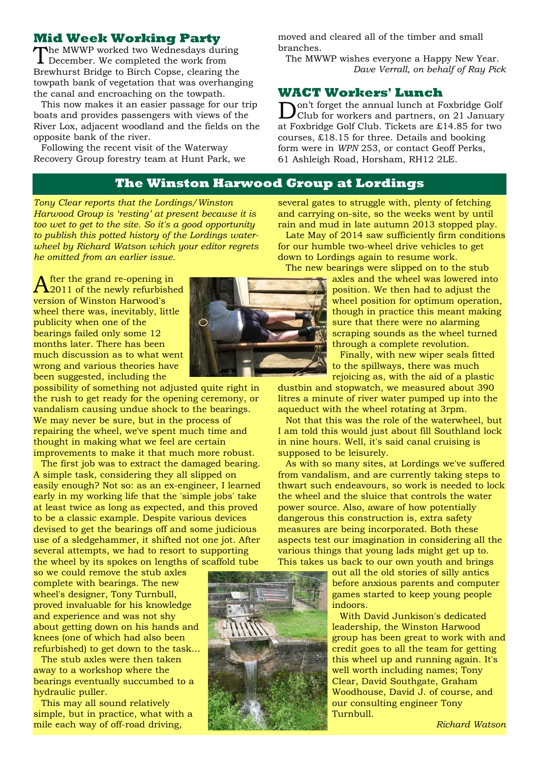## Mid Week Working Party

The MWWP worked two Wednesdays during December. We completed the work from Brewhurst Bridge to Birch Copse, clearing the towpath bank of vegetation that was overhanging the canal and encroaching on the towpath.

This now makes it an easier passage for our trip boats and provides passengers with views of the River Lox, adjacent woodland and the fields on the opposite bank of the river.

Following the recent visit of the Waterway Recovery Group forestry team at Hunt Park, we moved and cleared all of the timber and small branches.

The MWWP wishes everyone a Happy New Year.

*Dave Verrall, on behalf of Ray Pick*

## WACT Workers' Lunch

Don't forget the annual lunch at Foxbridge Golf Club for workers and partners, on 21 January at Foxbridge Golf Club. Tickets are £14.85 for two courses, £18.15 for three. Details and booking form were in *WPN* 253, or contact Geoff Perks, 61 Ashleigh Road, Horsham, RH12 2LE.

## The Winston Harwood Group at Lordings

*Tony Clear reports that the Lordings/Winston Harwood Group is 'resting' at present because it is too wet to get to the site. So it's a good opportunity to publish this potted history of the Lordings waterwheel by Richard Watson which your editor regrets he omitted from an earlier issue.*

After the grand re-opening in 2011 of the newly refurbished version of Winston Harwood's wheel there was, inevitably, little publicity when one of the bearings failed only some 12 months later. There has been much discussion as to what went wrong and various theories have been suggested, including the possibility of something not adjusted quite right in the rush to get ready for the opening ceremony, or vandalism causing undue shock to the bearings. We may never be sure, but in the process of repairing the wheel, we've spent much time and thought in making what we feel are certain improvements to make it that much more robust.

The first job was to extract the damaged bearing. A simple task, considering they all slipped on easily enough? Not so: as an ex-engineer, I learned early in my working life that the 'simple jobs' take at least twice as long as expected, and this proved to be a classic example. Despite various devices devised to get the bearings off and some judicious use of a sledgehammer, it shifted not one jot. After several attempts, we had to resort to supporting the wheel by its spokes on lengths of scaffold tube so we could remove the stub axles complete with bearings. The new wheel's designer, Tony Turnbull, proved invaluable for his knowledge and experience and was not shy about getting down on his hands and knees (one of which had also been refurbished) to get down to the task...

The stub axles were then taken away to a workshop where the bearings eventually succumbed to a hydraulic puller.

This may all sound relatively simple, but in practice, what with a mile each way of off-road driving, several gates to struggle with, plenty of fetching and carrying on-site, so the weeks went by until rain and mud in late autumn 2013 stopped play.

Late May of 2014 saw sufficiently firm conditions for our humble two-wheel drive vehicles to get down to Lordings again to resume work.

The new bearings were slipped on to the stub axles and the wheel was lowered into position. We then had to adjust the wheel position for optimum operation, though in practice this meant making sure that there were no alarming scraping sounds as the wheel turned through a complete revolution.

Finally, with new wiper seals fitted to the spillways, there was much rejoicing as, with the aid of a plastic dustbin and stopwatch, we measured about 390 litres a minute of river water pumped up into the aqueduct with the wheel rotating at 3rpm.

Not that this was the role of the waterwheel, but I am told this would just about fill Southland lock in nine hours. Well, it's said canal cruising is supposed to be leisurely.

As with so many sites, at Lordings we've suffered from vandalism, and are currently taking steps to thwart such endeavours, so work is needed to lock the wheel and the sluice that controls the water power source. Also, aware of how potentially dangerous this construction is, extra safety measures are being incorporated. Both these aspects test our imagination in considering all the various things that young lads might get up to. This takes us back to our own youth and brings out all the old stories of silly antics before anxious parents and computer games started to keep young people indoors.

With David Junkison's dedicated leadership, the Winston Harwood group has been great to work with and credit goes to all the team for getting this wheel up and running again. It's well worth including names; Tony Clear, David Southgate, Graham Woodhouse, David J. of course, and our consulting engineer Tony Turnbull.

*Richard Watson*